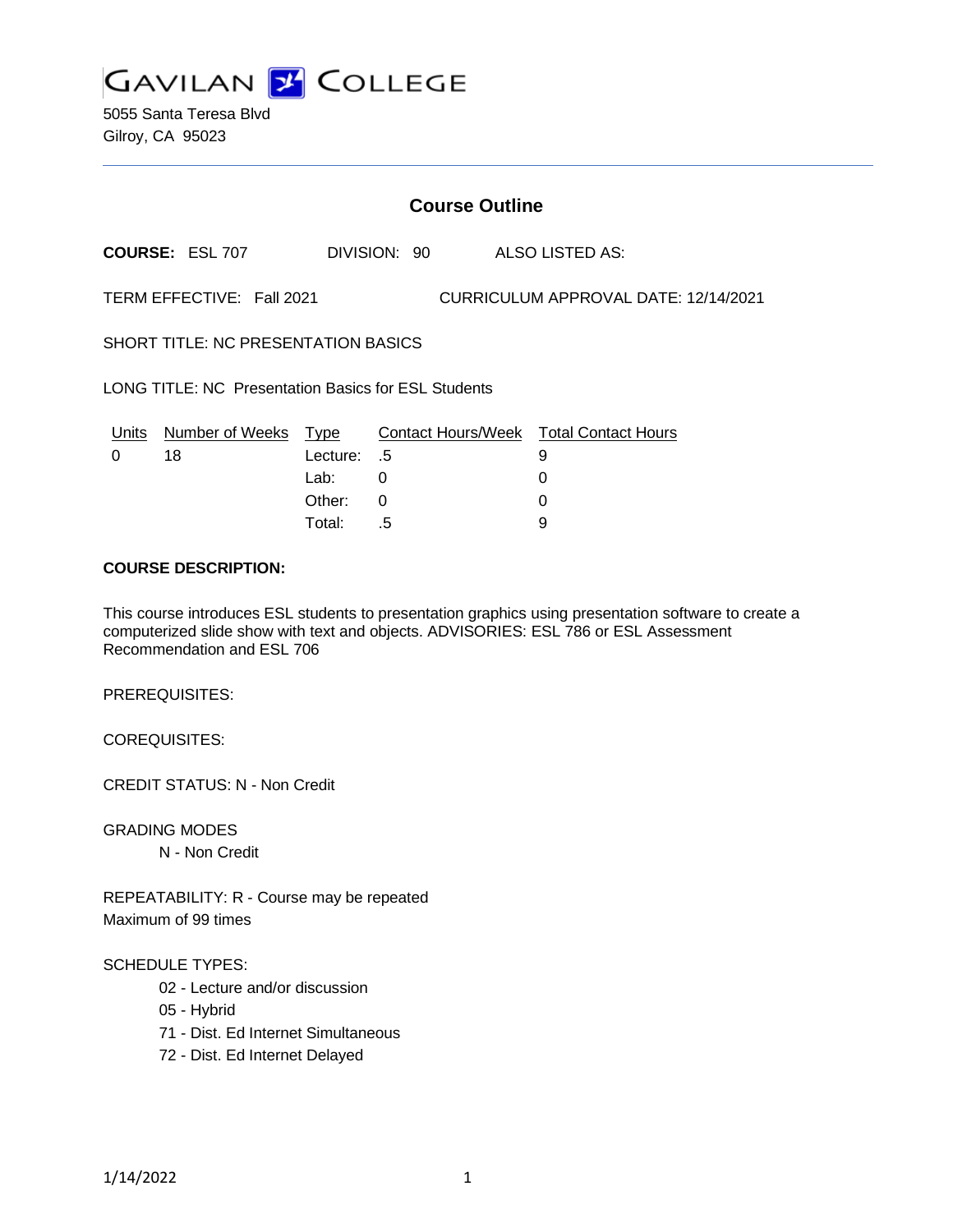# GAVILAN COLLEGE

5055 Santa Teresa Blvd
Gilroy, CA 95023

## Course Outline

**COURSE:** ESL 707 DIVISION: 90 ALSO LISTED AS:

TERM EFFECTIVE: Fall 2021 CURRICULUM APPROVAL DATE: 12/14/2021

SHORT TITLE: NC PRESENTATION BASICS

LONG TITLE: NC Presentation Basics for ESL Students

| Units | Number of Weeks | Type | Contact Hours/Week | Total Contact Hours |
|---|---|---|---|---|
| 0 | 18 | Lecture: | .5 | 9 |
| | | Lab: | 0 | 0 |
| | | Other: | 0 | 0 |
| | | Total: | .5 | 9 |

**COURSE DESCRIPTION:**

This course introduces ESL students to presentation graphics using presentation software to create a computerized slide show with text and objects. ADVISORIES: ESL 786 or ESL Assessment Recommendation and ESL 706

PREREQUISITES:

COREQUISITES:

CREDIT STATUS: N - Non Credit

GRADING MODES
- N - Non Credit

REPEATABILITY: R - Course may be repeated
Maximum of 99 times

SCHEDULE TYPES:
- 02 - Lecture and/or discussion
- 05 - Hybrid
- 71 - Dist. Ed Internet Simultaneous
- 72 - Dist. Ed Internet Delayed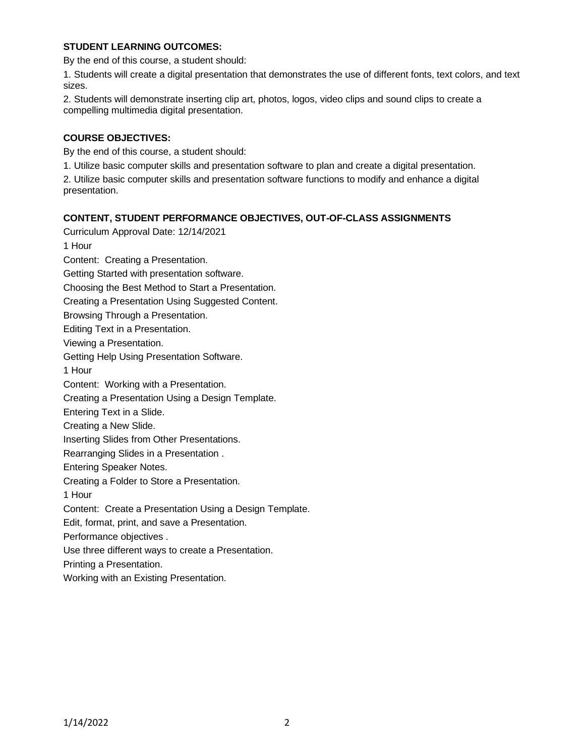**STUDENT LEARNING OUTCOMES:**

By the end of this course, a student should:

1. Students will create a digital presentation that demonstrates the use of different fonts, text colors, and text sizes.

2. Students will demonstrate inserting clip art, photos, logos, video clips and sound clips to create a compelling multimedia digital presentation.

**COURSE OBJECTIVES:**

By the end of this course, a student should:

1. Utilize basic computer skills and presentation software to plan and create a digital presentation.

2. Utilize basic computer skills and presentation software functions to modify and enhance a digital presentation.

**CONTENT, STUDENT PERFORMANCE OBJECTIVES, OUT-OF-CLASS ASSIGNMENTS**

Curriculum Approval Date: 12/14/2021

1 Hour

Content: Creating a Presentation.

Getting Started with presentation software.

Choosing the Best Method to Start a Presentation.

Creating a Presentation Using Suggested Content.

Browsing Through a Presentation.

Editing Text in a Presentation.

Viewing a Presentation.

Getting Help Using Presentation Software.

1 Hour

Content: Working with a Presentation.

Creating a Presentation Using a Design Template.

Entering Text in a Slide.

Creating a New Slide.

Inserting Slides from Other Presentations.

Rearranging Slides in a Presentation .

Entering Speaker Notes.

Creating a Folder to Store a Presentation.

1 Hour

Content: Create a Presentation Using a Design Template.

Edit, format, print, and save a Presentation.

Performance objectives .

Use three different ways to create a Presentation.

Printing a Presentation.

Working with an Existing Presentation.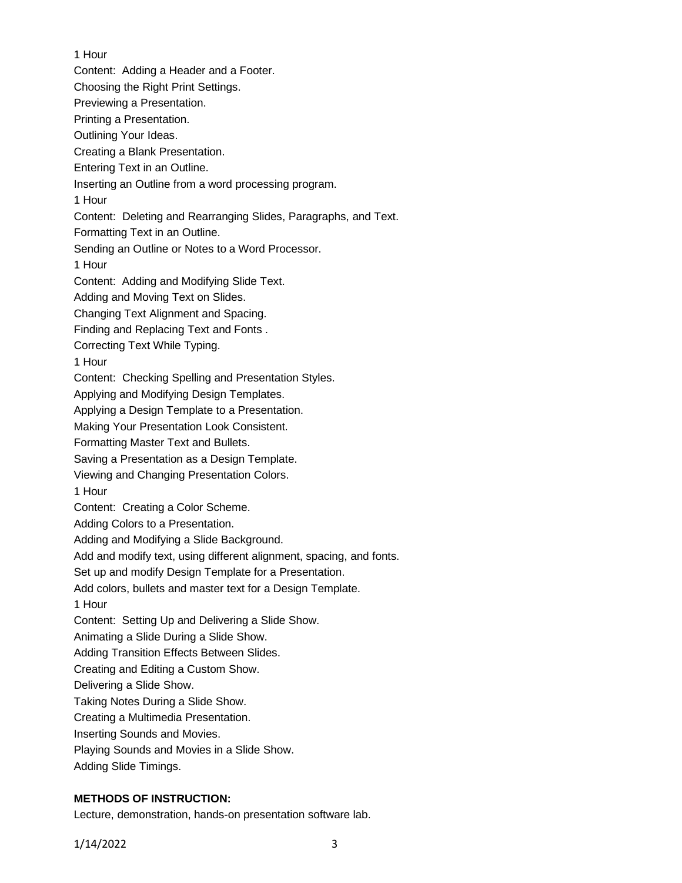1 Hour

Content: Adding a Header and a Footer.

Choosing the Right Print Settings.

Previewing a Presentation.

Printing a Presentation.

Outlining Your Ideas.

Creating a Blank Presentation.

Entering Text in an Outline.

Inserting an Outline from a word processing program.

1 Hour

Content: Deleting and Rearranging Slides, Paragraphs, and Text.

Formatting Text in an Outline.

Sending an Outline or Notes to a Word Processor.

1 Hour

Content: Adding and Modifying Slide Text.

Adding and Moving Text on Slides.

Changing Text Alignment and Spacing.

Finding and Replacing Text and Fonts .

Correcting Text While Typing.

1 Hour

Content: Checking Spelling and Presentation Styles.

Applying and Modifying Design Templates.

Applying a Design Template to a Presentation.

Making Your Presentation Look Consistent.

Formatting Master Text and Bullets.

Saving a Presentation as a Design Template.

Viewing and Changing Presentation Colors.

1 Hour

Content: Creating a Color Scheme.

Adding Colors to a Presentation.

Adding and Modifying a Slide Background.

Add and modify text, using different alignment, spacing, and fonts.

Set up and modify Design Template for a Presentation.

Add colors, bullets and master text for a Design Template.

1 Hour

Content: Setting Up and Delivering a Slide Show.

Animating a Slide During a Slide Show.

Adding Transition Effects Between Slides.

Creating and Editing a Custom Show.

Delivering a Slide Show.

Taking Notes During a Slide Show.

Creating a Multimedia Presentation.

Inserting Sounds and Movies.

Playing Sounds and Movies in a Slide Show.

Adding Slide Timings.

**METHODS OF INSTRUCTION:**

Lecture, demonstration, hands-on presentation software lab.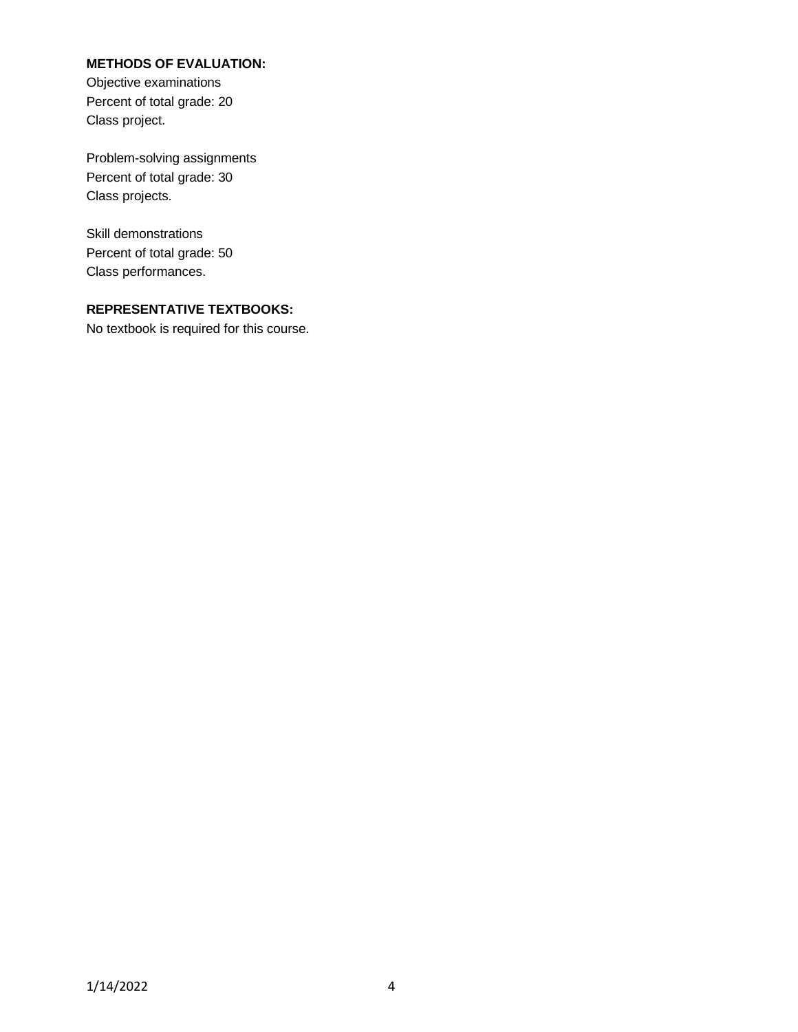**METHODS OF EVALUATION:**

Objective examinations
Percent of total grade: 20
Class project.

Problem-solving assignments
Percent of total grade: 30
Class projects.

Skill demonstrations
Percent of total grade: 50
Class performances.

**REPRESENTATIVE TEXTBOOKS:**

No textbook is required for this course.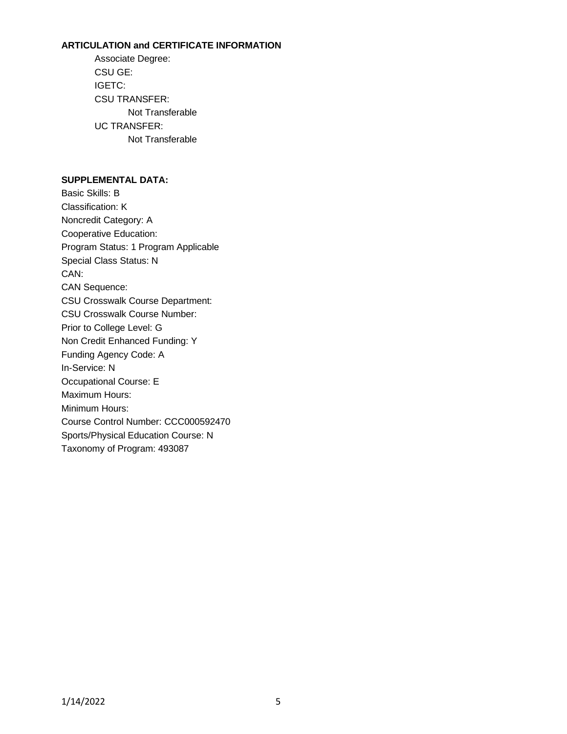**ARTICULATION and CERTIFICATE INFORMATION**

Associate Degree:
CSU GE:
IGETC:
CSU TRANSFER:
    Not Transferable
UC TRANSFER:
    Not Transferable

**SUPPLEMENTAL DATA:**

Basic Skills: B
Classification: K
Noncredit Category: A
Cooperative Education:
Program Status: 1 Program Applicable
Special Class Status: N
CAN:
CAN Sequence:
CSU Crosswalk Course Department:
CSU Crosswalk Course Number:
Prior to College Level: G
Non Credit Enhanced Funding: Y
Funding Agency Code: A
In-Service: N
Occupational Course: E
Maximum Hours:
Minimum Hours:
Course Control Number: CCC000592470
Sports/Physical Education Course: N
Taxonomy of Program: 493087